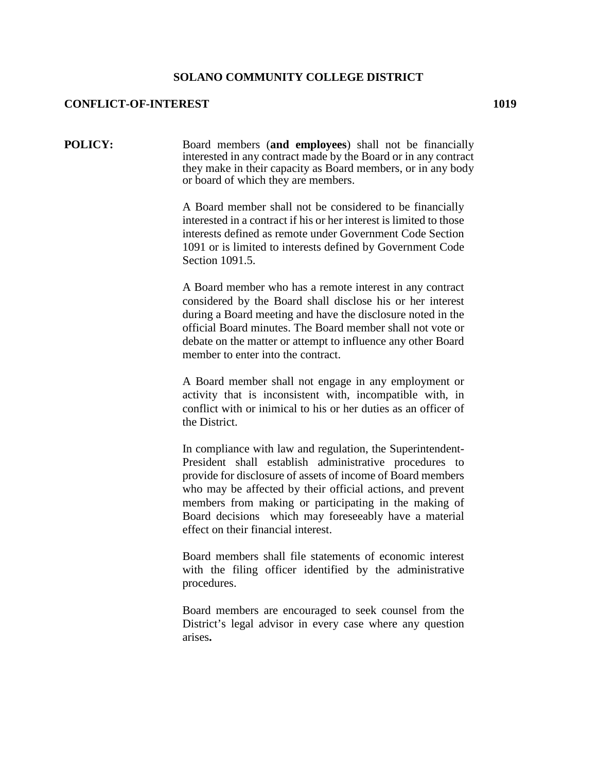# SOLANO COMMUNITY COLLEGE DISTRICT

## CONFLICT-OF-INTEREST 1019

**POLICY:** Board members (**and employees**) shall not be financially interested in any contract made by the Board or in any contract they make in their capacity as Board members, or in any body or board of which they are members.

A Board member shall not be considered to be financially interested in a contract if his or her interest is limited to those interests defined as remote under Government Code Section 1091 or is limited to interests defined by Government Code Section 1091.5.

A Board member who has a remote interest in any contract considered by the Board shall disclose his or her interest during a Board meeting and have the disclosure noted in the official Board minutes. The Board member shall not vote or debate on the matter or attempt to influence any other Board member to enter into the contract.

A Board member shall not engage in any employment or activity that is inconsistent with, incompatible with, in conflict with or inimical to his or her duties as an officer of the District.

In compliance with law and regulation, the Superintendent-President shall establish administrative procedures to provide for disclosure of assets of income of Board members who may be affected by their official actions, and prevent members from making or participating in the making of Board decisions which may foreseeably have a material effect on their financial interest.

Board members shall file statements of economic interest with the filing officer identified by the administrative procedures.

Board members are encouraged to seek counsel from the District's legal advisor in every case where any question arises.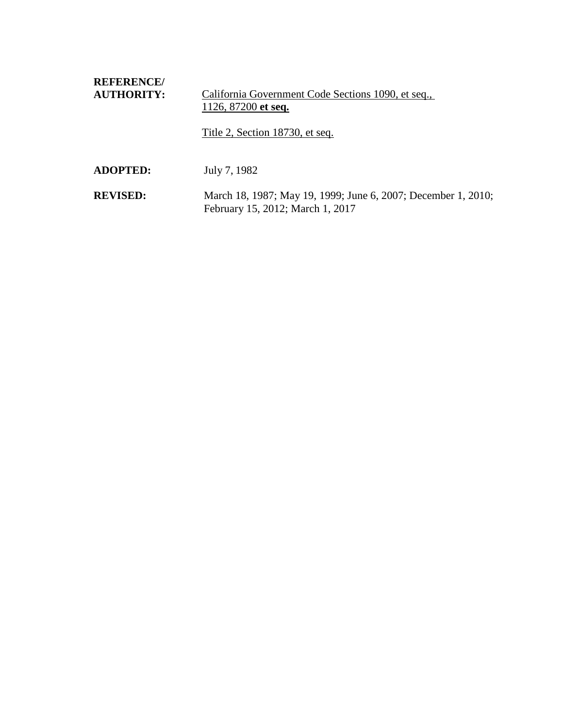**REFERENCE/ AUTHORITY:** California Government Code Sections 1090, et seq., 1126, 87200 **et seq.**

Title 2, Section 18730, et seq.

**ADOPTED:** July 7, 1982

**REVISED:** March 18, 1987; May 19, 1999; June 6, 2007; December 1, 2010; February 15, 2012; March 1, 2017